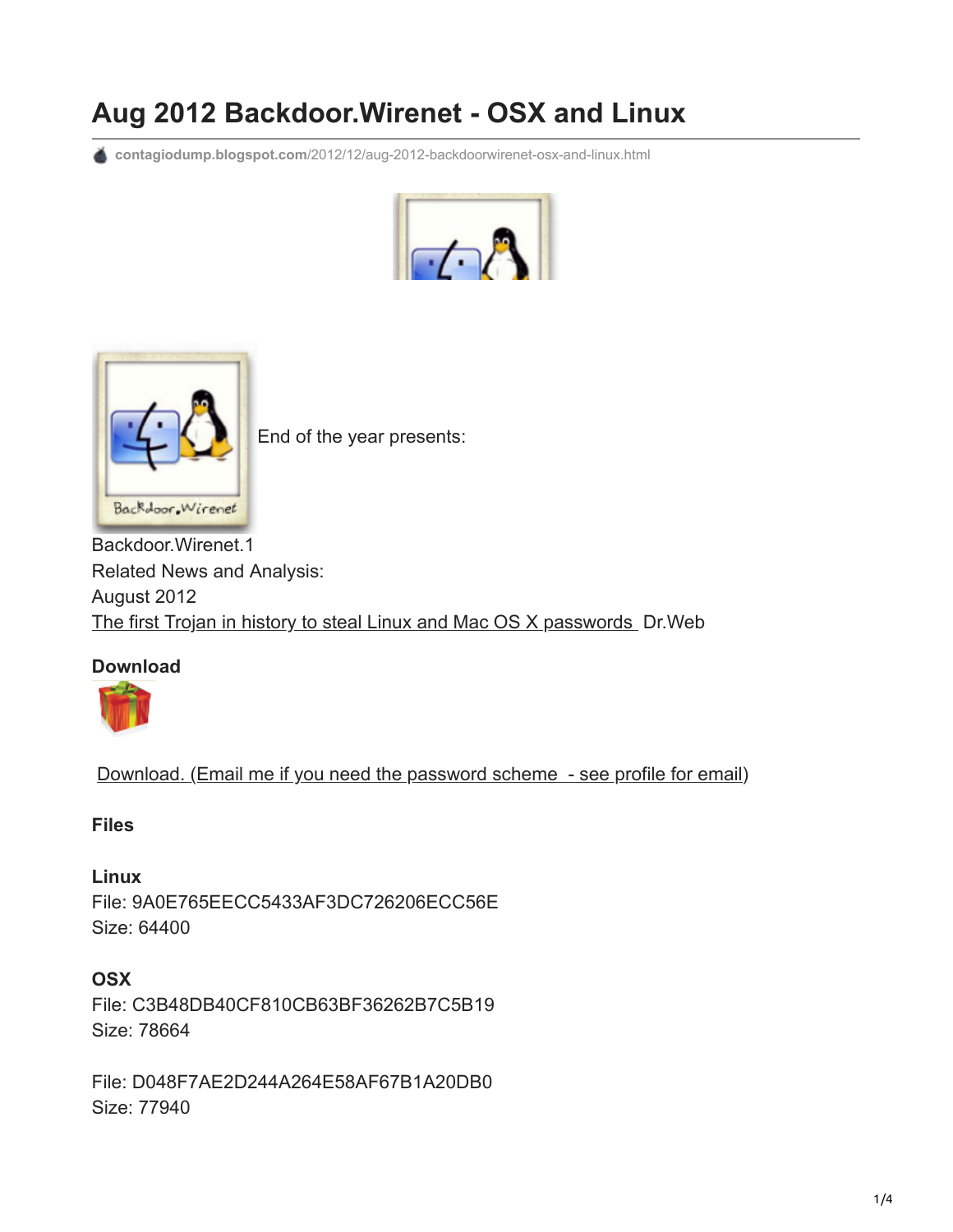# Aug 2012 Backdoor.Wirenet - OSX and Linux

contagiodump.blogspot.com/2012/12/aug-2012-backdoorwirenet-osx-and-linux.html

End of the year presents:

Backdoor.Wirenet.1

Related News and Analysis:

August 2012

The first Trojan in history to steal Linux and Mac OS X passwords Dr.Web

**Download**

Download. (Email me if you need the password scheme - see profile for email)

**Files**

**Linux**

File: 9A0E765EECC5433AF3DC726206ECC56E

Size: 64400

**OSX**

File: C3B48DB40CF810CB63BF36262B7C5B19

Size: 78664

File: D048F7AE2D244A264E58AF67B1A20DB0

Size: 77940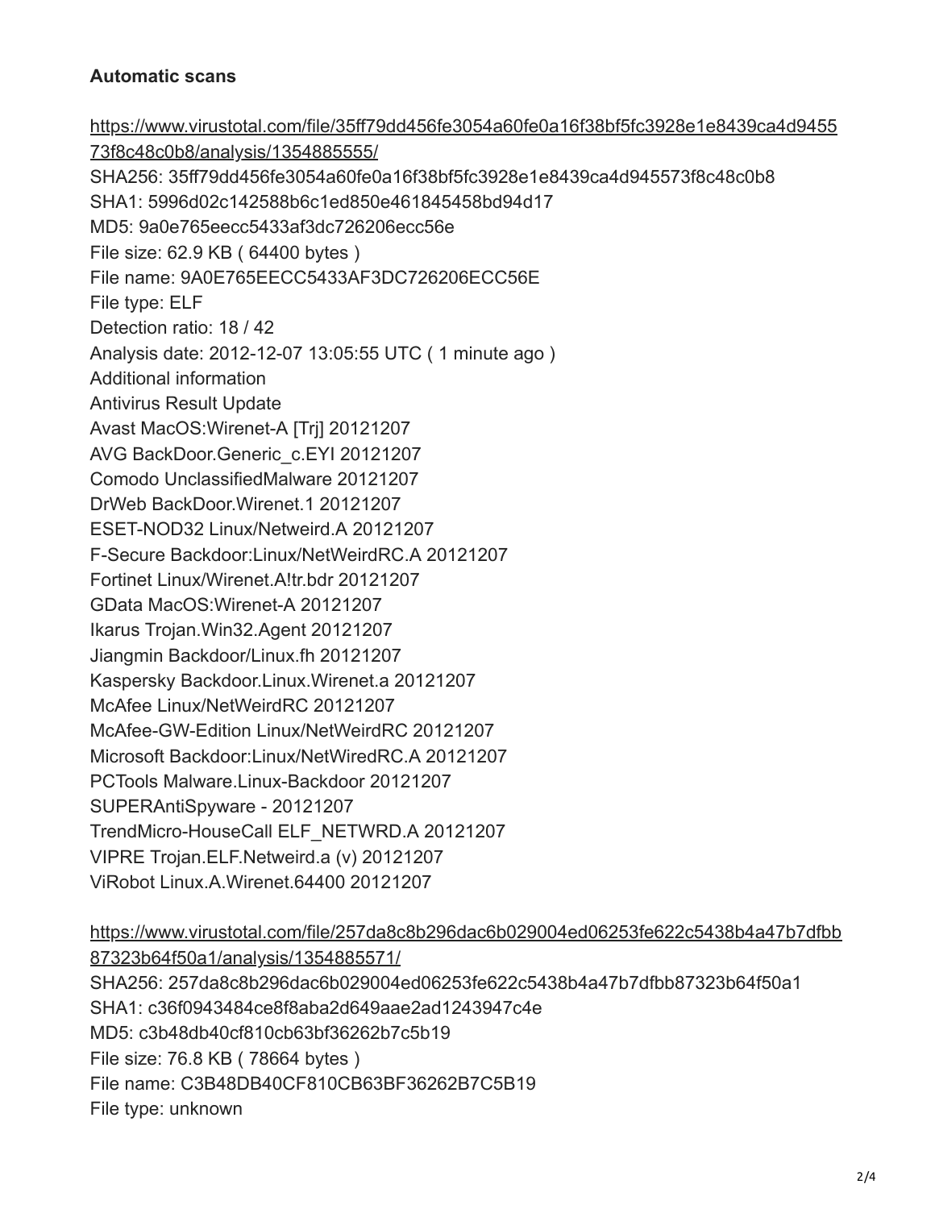**Automatic scans**

https://www.virustotal.com/file/35ff79dd456fe3054a60fe0a16f38bf5fc3928e1e8439ca4d945573f8c48c0b8/analysis/1354885555/

SHA256: 35ff79dd456fe3054a60fe0a16f38bf5fc3928e1e8439ca4d945573f8c48c0b8
SHA1: 5996d02c142588b6c1ed850e461845458bd94d17
MD5: 9a0e765eecc5433af3dc726206ecc56e
File size: 62.9 KB ( 64400 bytes )
File name: 9A0E765EECC5433AF3DC726206ECC56E
File type: ELF
Detection ratio: 18 / 42
Analysis date: 2012-12-07 13:05:55 UTC ( 1 minute ago )
Additional information
Antivirus Result Update
Avast MacOS:Wirenet-A [Trj] 20121207
AVG BackDoor.Generic_c.EYI 20121207
Comodo UnclassifiedMalware 20121207
DrWeb BackDoor.Wirenet.1 20121207
ESET-NOD32 Linux/Netweird.A 20121207
F-Secure Backdoor:Linux/NetWeirdRC.A 20121207
Fortinet Linux/Wirenet.A!tr.bdr 20121207
GData MacOS:Wirenet-A 20121207
Ikarus Trojan.Win32.Agent 20121207
Jiangmin Backdoor/Linux.fh 20121207
Kaspersky Backdoor.Linux.Wirenet.a 20121207
McAfee Linux/NetWeirdRC 20121207
McAfee-GW-Edition Linux/NetWeirdRC 20121207
Microsoft Backdoor:Linux/NetWiredRC.A 20121207
PCTools Malware.Linux-Backdoor 20121207
SUPERAntiSpyware - 20121207
TrendMicro-HouseCall ELF_NETWRD.A 20121207
VIPRE Trojan.ELF.Netweird.a (v) 20121207
ViRobot Linux.A.Wirenet.64400 20121207

https://www.virustotal.com/file/257da8c8b296dac6b029004ed06253fe622c5438b4a47b7dfbb87323b64f50a1/analysis/1354885571/

SHA256: 257da8c8b296dac6b029004ed06253fe622c5438b4a47b7dfbb87323b64f50a1
SHA1: c36f0943484ce8f8aba2d649aae2ad1243947c4e
MD5: c3b48db40cf810cb63bf36262b7c5b19
File size: 76.8 KB ( 78664 bytes )
File name: C3B48DB40CF810CB63BF36262B7C5B19
File type: unknown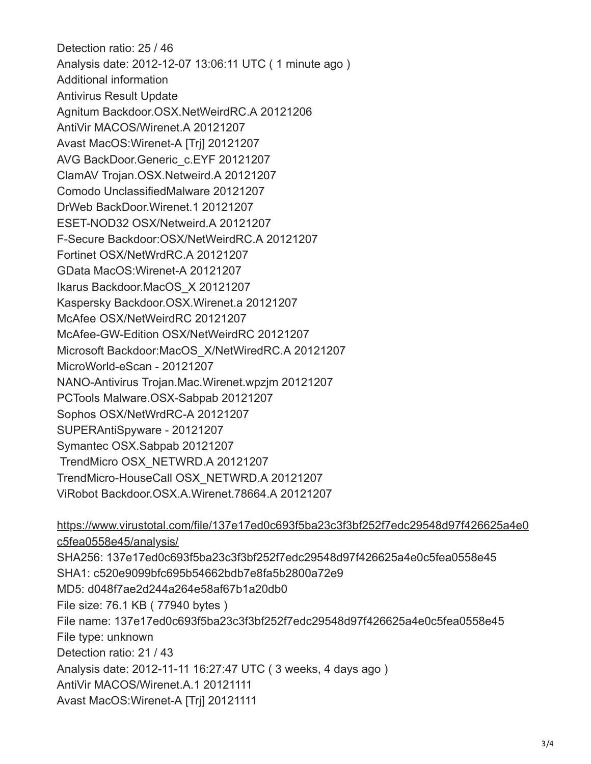Detection ratio: 25 / 46
Analysis date: 2012-12-07 13:06:11 UTC ( 1 minute ago )
Additional information
Antivirus Result Update
Agnitum Backdoor.OSX.NetWeirdRC.A 20121206
AntiVir MACOS/Wirenet.A 20121207
Avast MacOS:Wirenet-A [Trj] 20121207
AVG BackDoor.Generic_c.EYF 20121207
ClamAV Trojan.OSX.Netweird.A 20121207
Comodo UnclassifiedMalware 20121207
DrWeb BackDoor.Wirenet.1 20121207
ESET-NOD32 OSX/Netweird.A 20121207
F-Secure Backdoor:OSX/NetWeirdRC.A 20121207
Fortinet OSX/NetWrdRC.A 20121207
GData MacOS:Wirenet-A 20121207
Ikarus Backdoor.MacOS_X 20121207
Kaspersky Backdoor.OSX.Wirenet.a 20121207
McAfee OSX/NetWeirdRC 20121207
McAfee-GW-Edition OSX/NetWeirdRC 20121207
Microsoft Backdoor:MacOS_X/NetWiredRC.A 20121207
MicroWorld-eScan - 20121207
NANO-Antivirus Trojan.Mac.Wirenet.wpzjm 20121207
PCTools Malware.OSX-Sabpab 20121207
Sophos OSX/NetWrdRC-A 20121207
SUPERAntiSpyware - 20121207
Symantec OSX.Sabpab 20121207
TrendMicro OSX_NETWRD.A 20121207
TrendMicro-HouseCall OSX_NETWRD.A 20121207
ViRobot Backdoor.OSX.A.Wirenet.78664.A 20121207

https://www.virustotal.com/file/137e17ed0c693f5ba23c3f3bf252f7edc29548d97f426625a4e0c5fea0558e45/analysis/
SHA256: 137e17ed0c693f5ba23c3f3bf252f7edc29548d97f426625a4e0c5fea0558e45
SHA1: c520e9099bfc695b54662bdb7e8fa5b2800a72e9
MD5: d048f7ae2d244a264e58af67b1a20db0
File size: 76.1 KB ( 77940 bytes )
File name: 137e17ed0c693f5ba23c3f3bf252f7edc29548d97f426625a4e0c5fea0558e45
File type: unknown
Detection ratio: 21 / 43
Analysis date: 2012-11-11 16:27:47 UTC ( 3 weeks, 4 days ago )
AntiVir MACOS/Wirenet.A.1 20121111
Avast MacOS:Wirenet-A [Trj] 20121111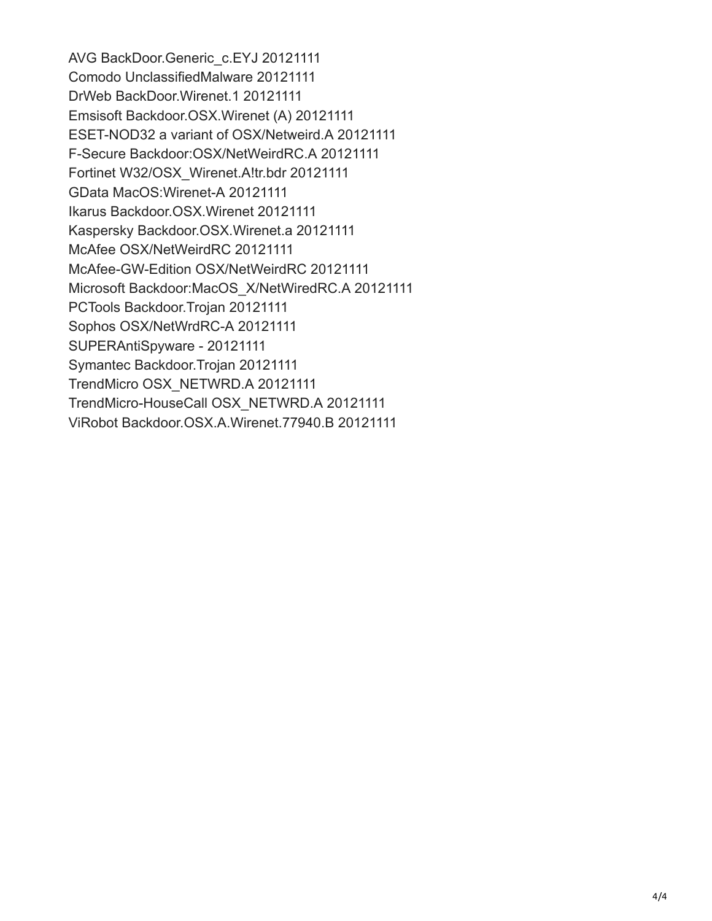AVG BackDoor.Generic_c.EYJ 20121111
Comodo UnclassifiedMalware 20121111
DrWeb BackDoor.Wirenet.1 20121111
Emsisoft Backdoor.OSX.Wirenet (A) 20121111
ESET-NOD32 a variant of OSX/Netweird.A 20121111
F-Secure Backdoor:OSX/NetWeirdRC.A 20121111
Fortinet W32/OSX_Wirenet.A!tr.bdr 20121111
GData MacOS:Wirenet-A 20121111
Ikarus Backdoor.OSX.Wirenet 20121111
Kaspersky Backdoor.OSX.Wirenet.a 20121111
McAfee OSX/NetWeirdRC 20121111
McAfee-GW-Edition OSX/NetWeirdRC 20121111
Microsoft Backdoor:MacOS_X/NetWiredRC.A 20121111
PCTools Backdoor.Trojan 20121111
Sophos OSX/NetWrdRC-A 20121111
SUPERAntiSpyware - 20121111
Symantec Backdoor.Trojan 20121111
TrendMicro OSX_NETWRD.A 20121111
TrendMicro-HouseCall OSX_NETWRD.A 20121111
ViRobot Backdoor.OSX.A.Wirenet.77940.B 20121111